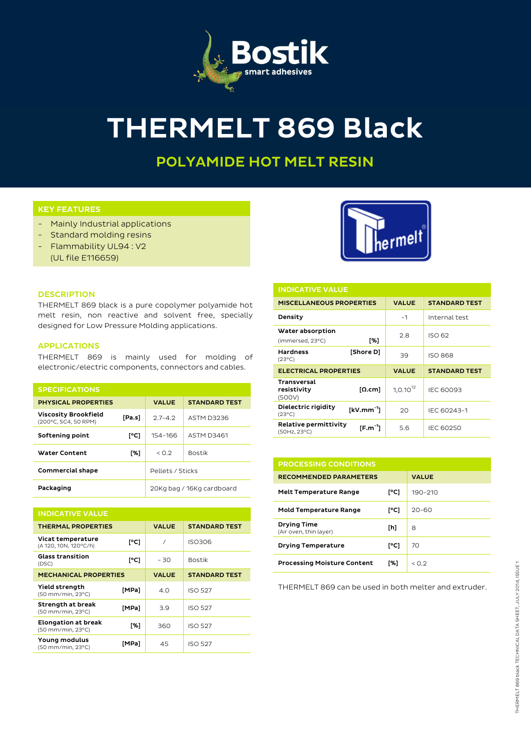Bostik smart adhesives

# THERMELT 869 Black

## POLYAMIDE HOT MELT RESIN

### KEY FEATURES

- Mainly Industrial applications
- Standard molding resins
- Flammability UL94 : V2 (UL file E116659)

### DESCRIPTION

THERMELT 869 black is a pure copolymer polyamide hot melt resin, non reactive and solvent free, specially designed for Low Pressure Molding applications.

### APPLICATIONS

THERMELT 869 is mainly used for molding of electronic/electric components, connectors and cables.

### SPECIFICATIONS

| PHYSICAL PROPERTIES | | VALUE | STANDARD TEST |
|---|---|---|---|
| **Viscosity Brookfield** (200°C, SC4, 50 RPM) | [Pa.s] | 2.7-4.2 | ASTM D3236 |
| **Softening point** | [°C] | 154-166 | ASTM D3461 |
| **Water Content** | [%] | < 0.2 | Bostik |
| **Commercial shape** | | Pellets / Sticks | |
| **Packaging** | | 20Kg bag / 16Kg cardboard | |

### INDICATIVE VALUE

| THERMAL PROPERTIES | | VALUE | STANDARD TEST |
|---|---|---|---|
| **Vicat temperature** (A 120, 10N, 120°C/h) | [°C] | / | ISO306 |
| **Glass transition** (DSC) | [°C] | - 30 | Bostik |
| **MECHANICAL PROPERTIES** | | **VALUE** | **STANDARD TEST** |
| **Yield strength** (50 mm/min, 23°C) | [MPa] | 4.0 | ISO 527 |
| **Strength at break** (50 mm/min, 23°C) | [MPa] | 3.9 | ISO 527 |
| **Elongation at break** (50 mm/min, 23°C) | [%] | 360 | ISO 527 |
| **Young modulus** (50 mm/min, 23°C) | [MPa] | 45 | ISO 527 |

Thermelt

### INDICATIVE VALUE

| MISCELLANEOUS PROPERTIES | | VALUE | STANDARD TEST |
|---|---|---|---|
| **Density** | | ~1 | Internal test |
| **Water absorption** (immersed, 23°C) | [%] | 2.8 | ISO 62 |
| **Hardness** (23°C) | [Shore D] | 39 | ISO 868 |
| **ELECTRICAL PROPERTIES** | | **VALUE** | **STANDARD TEST** |
| **Transversal resistivity** (500V) | [Ω.cm] | $1{,}0.10^{12}$ | IEC 60093 |
| **Dielectric rigidity** (23°C) | [$kV.mm^{-1}$] | 20 | IEC 60243-1 |
| **Relative permittivity** (50Hz, 23°C) | [$F.m^{-1}$] | 5.6 | IEC 60250 |

### PROCESSING CONDITIONS

| RECOMMENDED PARAMETERS | | VALUE |
|---|---|---|
| **Melt Temperature Range** | [°C] | 190-210 |
| **Mold Temperature Range** | [°C] | 20-60 |
| **Drying Time** (Air oven, thin layer) | [h] | 8 |
| **Drying Temperature** | [°C] | 70 |
| **Processing Moisture Content** | [%] | < 0.2 |

THERMELT 869 can be used in both melter and extruder.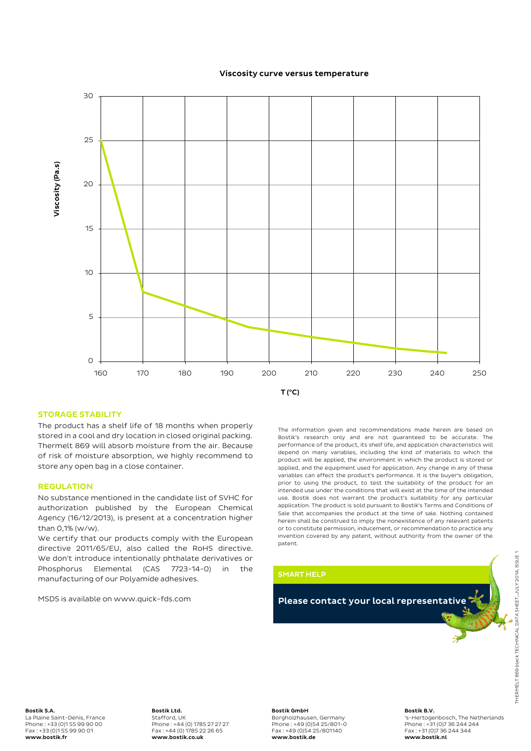**Viscosity curve versus temperature**

Viscosity (Pa.s)

30
25
20
15
10
5
0

160 170 180 190 200 210 220 230 240 250

T (°C)

## STORAGE STABILITY

The product has a shelf life of 18 months when properly stored in a cool and dry location in closed original packing. Thermelt 869 will absorb moisture from the air. Because of risk of moisture absorption, we highly recommend to store any open bag in a close container.

## REGULATION

No substance mentioned in the candidate list of SVHC for authorization published by the European Chemical Agency (16/12/2013), is present at a concentration higher than 0,1% (w/w).

We certify that our products comply with the European directive 2011/65/EU, also called the RoHS directive. We don't introduce intentionally phthalate derivatives or Phosphorus Elemental (CAS 7723-14-0) in the manufacturing of our Polyamide adhesives.

MSDS is available on www.quick-fds.com

The information given and recommendations made herein are based on Bostik's research only and are not guaranteed to be accurate. The performance of the product, its shelf life, and application characteristics will depend on many variables, including the kind of materials to which the product will be applied, the environment in which the product is stored or applied, and the equipment used for application. Any change in any of these variables can affect the product's performance. It is the buyer's obligation, prior to using the product, to test the suitability of the product for an intended use under the conditions that will exist at the time of the intended use. Bostik does not warrant the product's suitability for any particular application. The product is sold pursuant to Bostik's Terms and Conditions of Sale that accompanies the product at the time of sale. Nothing contained herein shall be construed to imply the nonexistence of any relevant patents or to constitute permission, inducement, or recommendation to practice any invention covered by any patent, without authority from the owner of the patent.

**SMART HELP**

**Please contact your local representative**

THERMELT 869 black TECHNICAL DATA SHEET, JULY 2014, ISSUE 1

**Bostik S.A.**
La Plaine Saint-Denis, France
Phone : +33 (0)1 55 99 90 00
Fax : +33 (0)1 55 99 90 01
**www.bostik.fr**

**Bostik Ltd.**
Stafford, UK
Phone : +44 (0) 1785 27 27 27
Fax : +44 (0) 1785 22 26 65
**www.bostik.co.uk**

**Bostik GmbH**
Borgholzhausen, Germany
Phone : +49 (0)54 25/801-0
Fax : +49 (0)54 25/801140
**www.bostik.de**

**Bostik B.V.**
's-Hertogenbosch, The Netherlands
Phone : +31 (0)7 36 244 244
Fax : +31 (0)7 36 244 344
**www.bostik.nl**